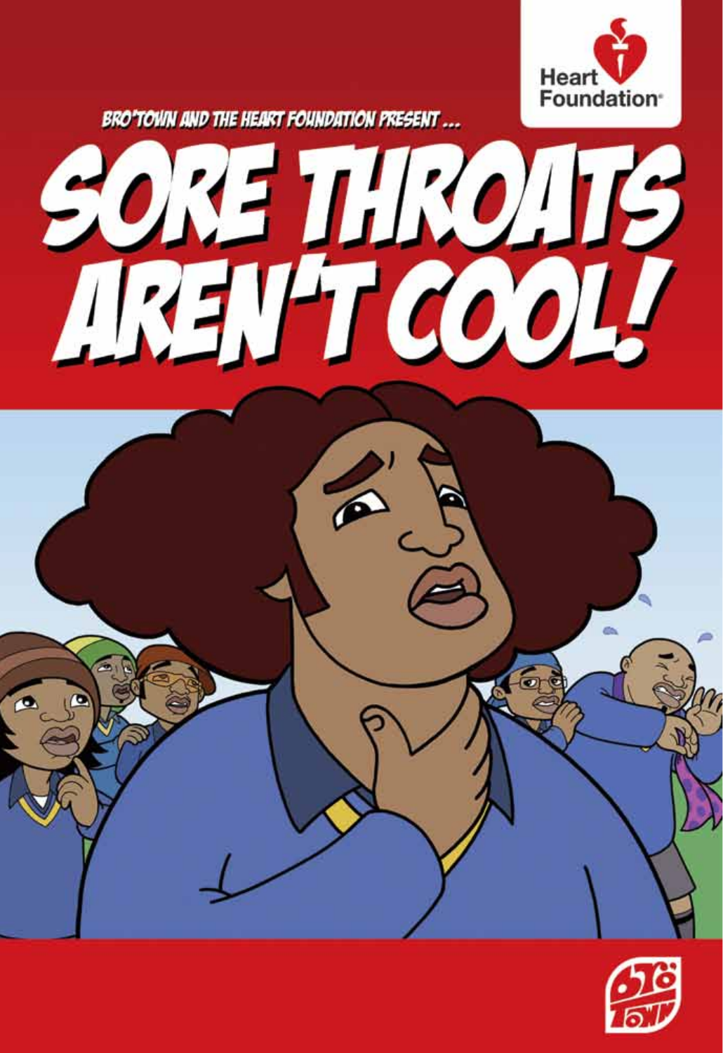Heart Foundation

BRO'TOWN AND THE HEART FOUNDATION PRESENT ...

# SORE THROATS AREN'T COOL!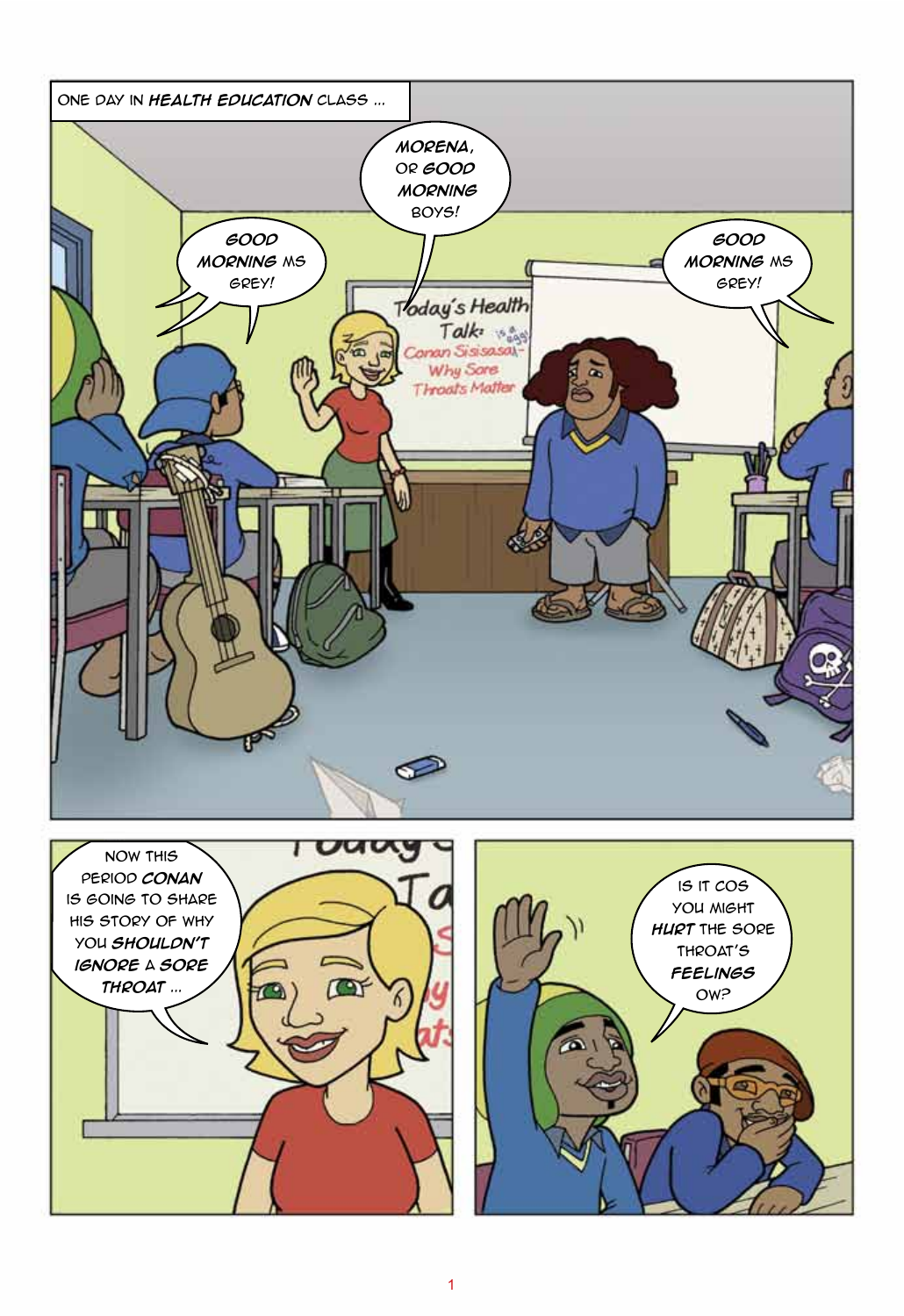ONE DAY IN ***HEALTH EDUCATION*** CLASS ...

***MORENA***, OR ***GOOD MORNING*** BOYS!

***GOOD MORNING*** MS GREY!

***GOOD MORNING*** MS GREY!

Today's Health Talk: Conan Sisisasai - Why Sore Throats Matter

is a eggs!

NOW THIS PERIOD ***CONAN*** IS GOING TO SHARE HIS STORY OF WHY YOU ***SHOULDN'T IGNORE*** A ***SORE THROAT*** ...

IS IT COS YOU MIGHT ***HURT*** THE SORE THROAT'S ***FEELINGS*** OW?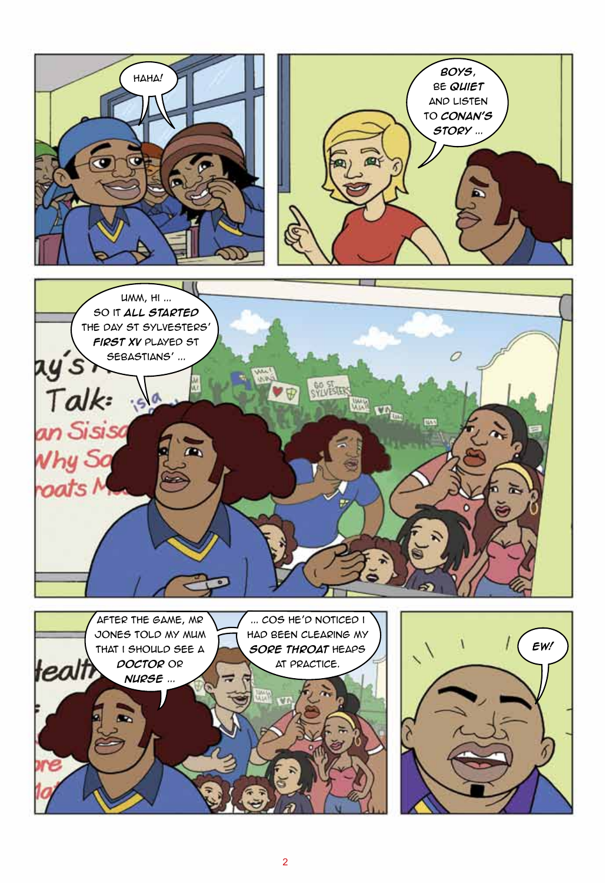HAHA!

BOYS, BE **QUIET** AND LISTEN TO **CONAN'S STORY** ...

UMM, HI ... SO IT **ALL STARTED** THE DAY ST SYLVESTERS' **FIRST XV** PLAYED ST SEBASTIANS' ...

AFTER THE GAME, MR JONES TOLD MY MUM THAT I SHOULD SEE A **DOCTOR** OR **NURSE** ...

... COS HE'D NOTICED I HAD BEEN CLEARING MY **SORE THROAT** HEAPS AT PRACTICE.

*EW!*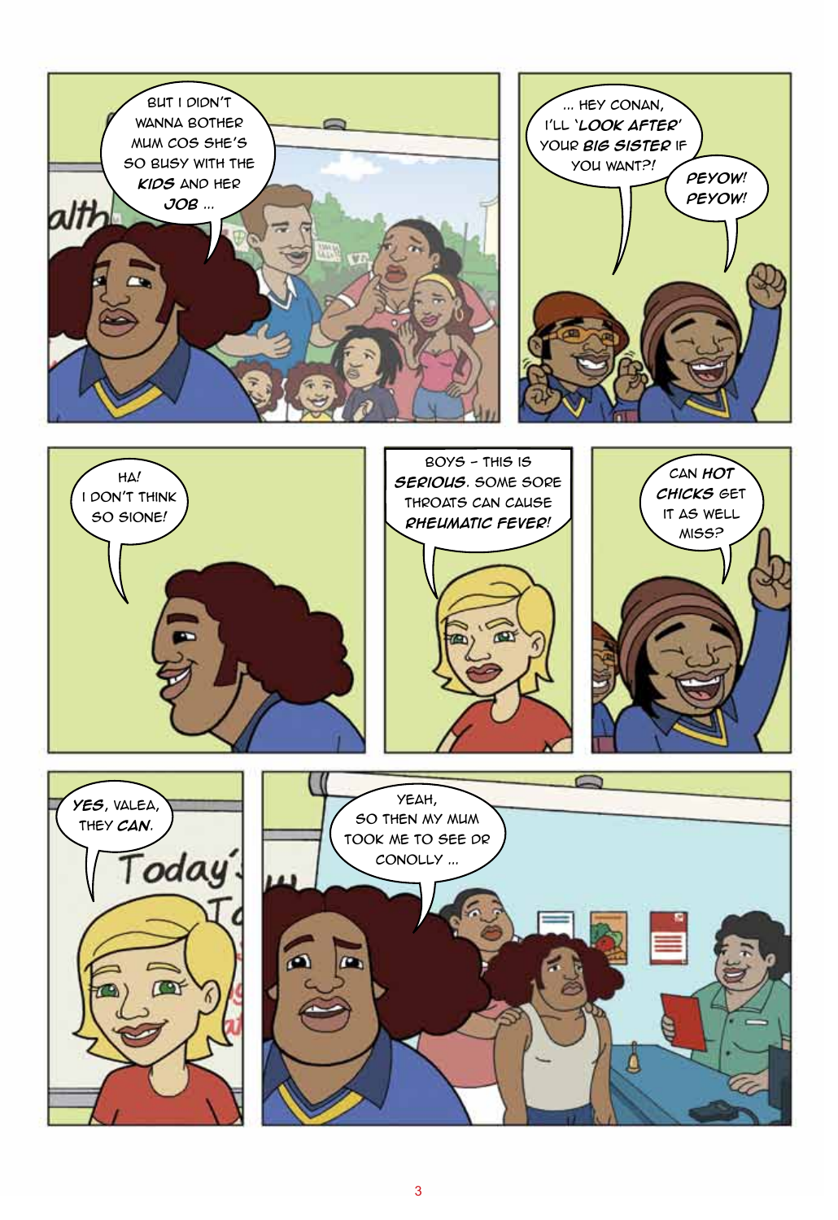BUT I DIDN'T WANNA BOTHER MUM COS SHE'S SO BUSY WITH THE ***KIDS*** AND HER ***JOB*** ...

... HEY CONAN, I'LL ***'LOOK AFTER'*** YOUR ***BIG SISTER*** IF YOU WANT?!

***PEYOW! PEYOW!***

HA! I DON'T THINK SO SIONE!

BOYS – THIS IS ***SERIOUS***. SOME SORE THROATS CAN CAUSE ***RHEUMATIC FEVER!***

CAN ***HOT CHICKS*** GET IT AS WELL MISS?

***YES***, VALEA, THEY ***CAN***.

YEAH, SO THEN MY MUM TOOK ME TO SEE DR CONOLLY ...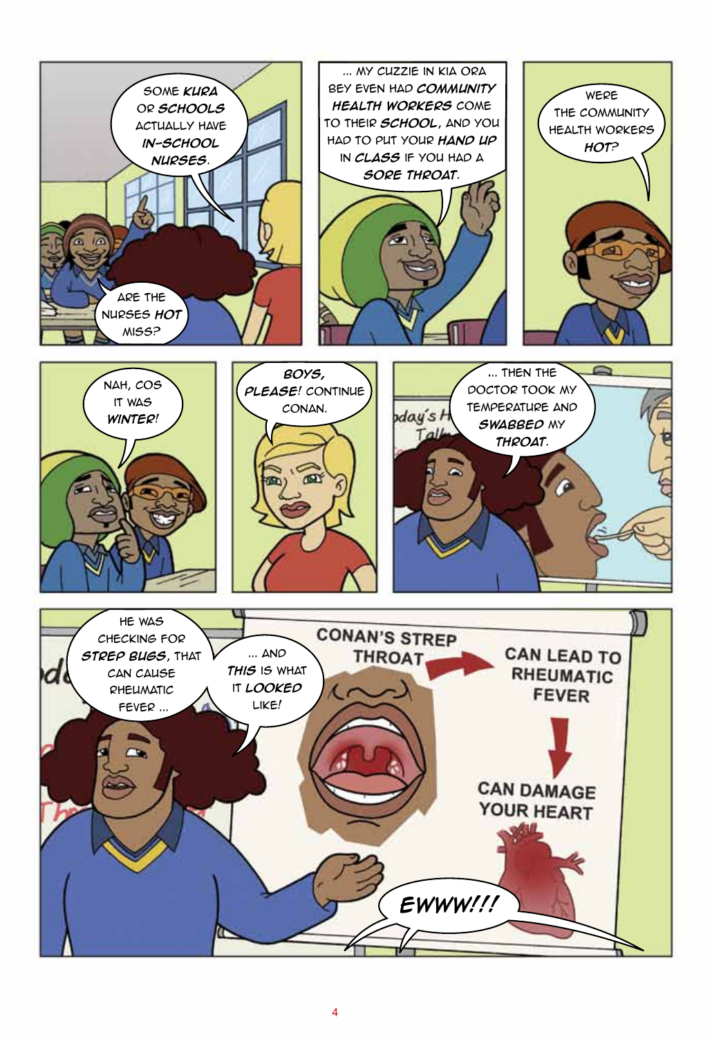Some **kura** or **schools** actually have **in-school nurses**.

Are the nurses **hot** miss?

... My cuzzie in Kia Ora Bey even had **community health workers** come to their **school**, and you had to put your **hand up** in **class** if you had a **sore throat**.

Were the community health workers **hot**?

Nah, cos it was **winter**!

**Boys, please!** Continue Conan.

... then the doctor took my temperature and **swabbed** my **throat**.

He was checking for **strep bugs**, that can cause rheumatic fever ...

... and **this** is what it **looked** like!

CONAN'S STREP THROAT → CAN LEAD TO RHEUMATIC FEVER → CAN DAMAGE YOUR HEART

**EWWW!!!**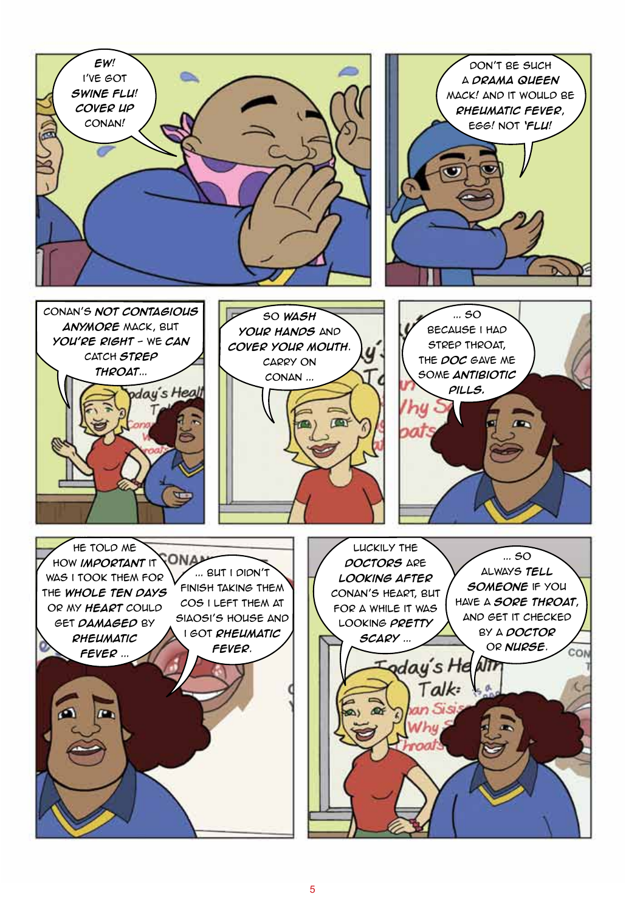**EW!** I'VE GOT ***SWINE FLU! COVER UP*** CONAN!

DON'T BE SUCH A ***DRAMA QUEEN*** MACK! AND IT WOULD BE ***RHEUMATIC FEVER,*** EGG! NOT ***'FLU!***

CONAN'S ***NOT CONTAGIOUS ANYMORE*** MACK, BUT ***YOU'RE RIGHT*** – WE ***CAN*** CATCH ***STREP THROAT***...

SO ***WASH YOUR HANDS*** AND ***COVER YOUR MOUTH***. CARRY ON CONAN ...

... SO BECAUSE I HAD STREP THROAT, THE ***DOC*** GAVE ME SOME ***ANTIBIOTIC PILLS.***

HE TOLD ME HOW ***IMPORTANT*** IT WAS I TOOK THEM FOR THE ***WHOLE TEN DAYS*** OR MY ***HEART*** COULD GET ***DAMAGED*** BY ***RHEUMATIC FEVER*** ...

... BUT I DIDN'T FINISH TAKING THEM COS I LEFT THEM AT SIAOSI'S HOUSE AND I GOT ***RHEUMATIC FEVER.***

LUCKILY THE ***DOCTORS*** ARE ***LOOKING AFTER*** CONAN'S HEART, BUT FOR A WHILE IT WAS LOOKING ***PRETTY SCARY*** ...

... SO ALWAYS ***TELL SOMEONE*** IF YOU HAVE A ***SORE THROAT,*** AND GET IT CHECKED BY A ***DOCTOR*** OR ***NURSE.***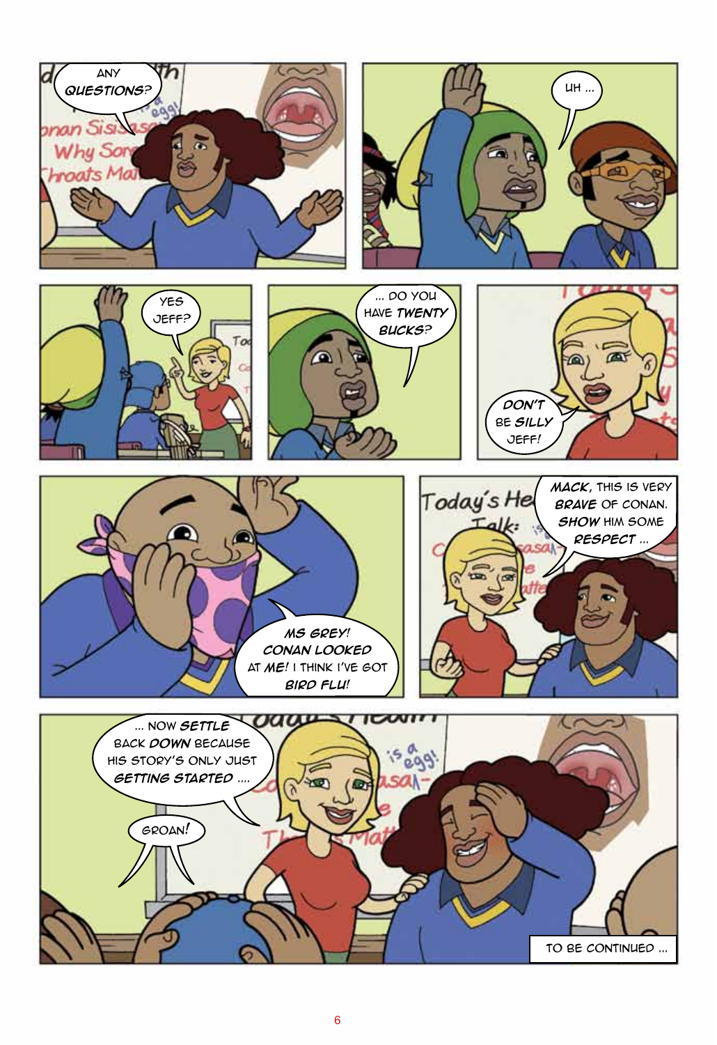ANY **QUESTIONS?**

UH ...

YES JEFF?

... DO YOU HAVE **TWENTY BUCKS?**

**DON'T** BE **SILLY** JEFF!

**MS GREY! CONAN LOOKED** AT **ME!** I THINK I'VE GOT **BIRD FLU!**

**MACK,** THIS IS VERY **BRAVE** OF CONAN. **SHOW** HIM SOME **RESPECT** ...

... NOW **SETTLE** BACK **DOWN** BECAUSE HIS STORY'S ONLY JUST **GETTING STARTED** ....

GROAN!

TO BE CONTINUED ...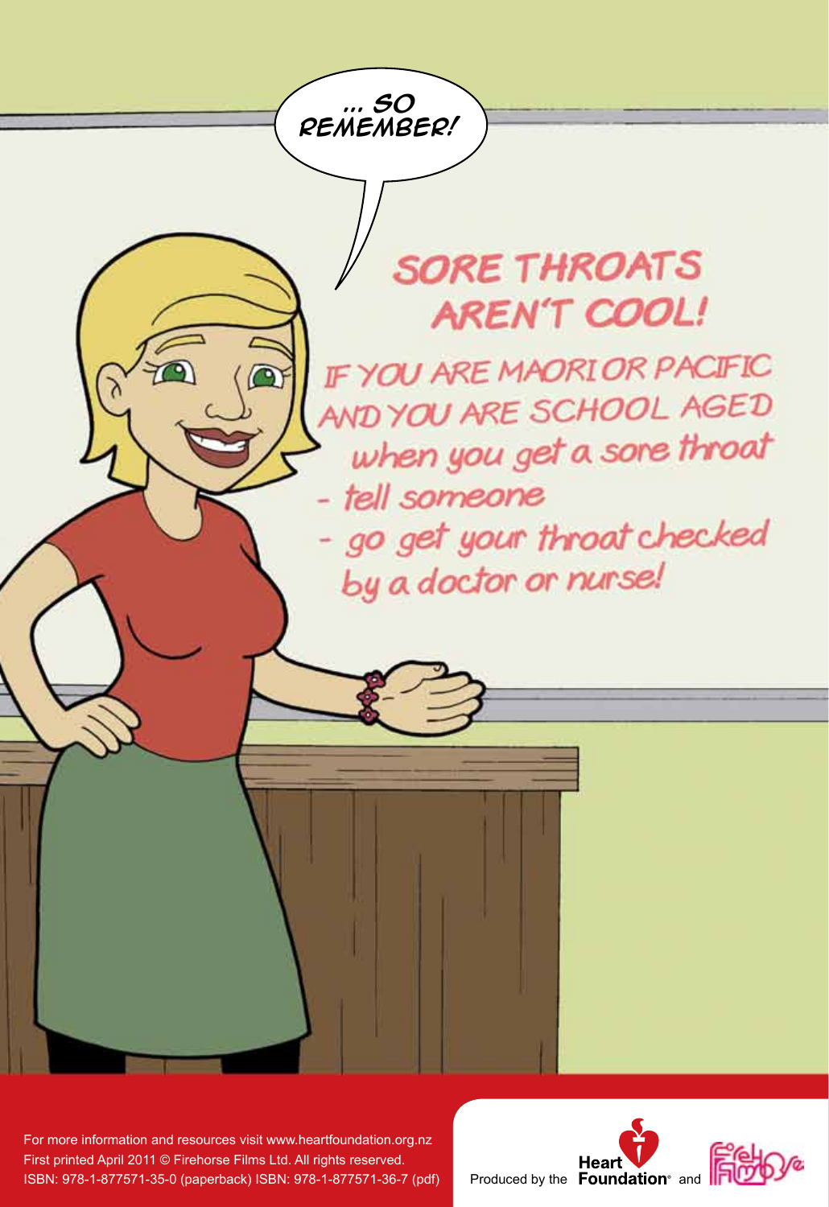... SO REMEMBER!

# SORE THROATS AREN'T COOL!

IF YOU ARE MAORI OR PACIFIC AND YOU ARE SCHOOL AGED when you get a sore throat

- tell someone
- go get your throat checked by a doctor or nurse!

For more information and resources visit www.heartfoundation.org.nz
First printed April 2011 © Firehorse Films Ltd. All rights reserved.
ISBN: 978-1-877571-35-0 (paperback) ISBN: 978-1-877571-36-7 (pdf)

Produced by the Heart Foundation® and Firehorse